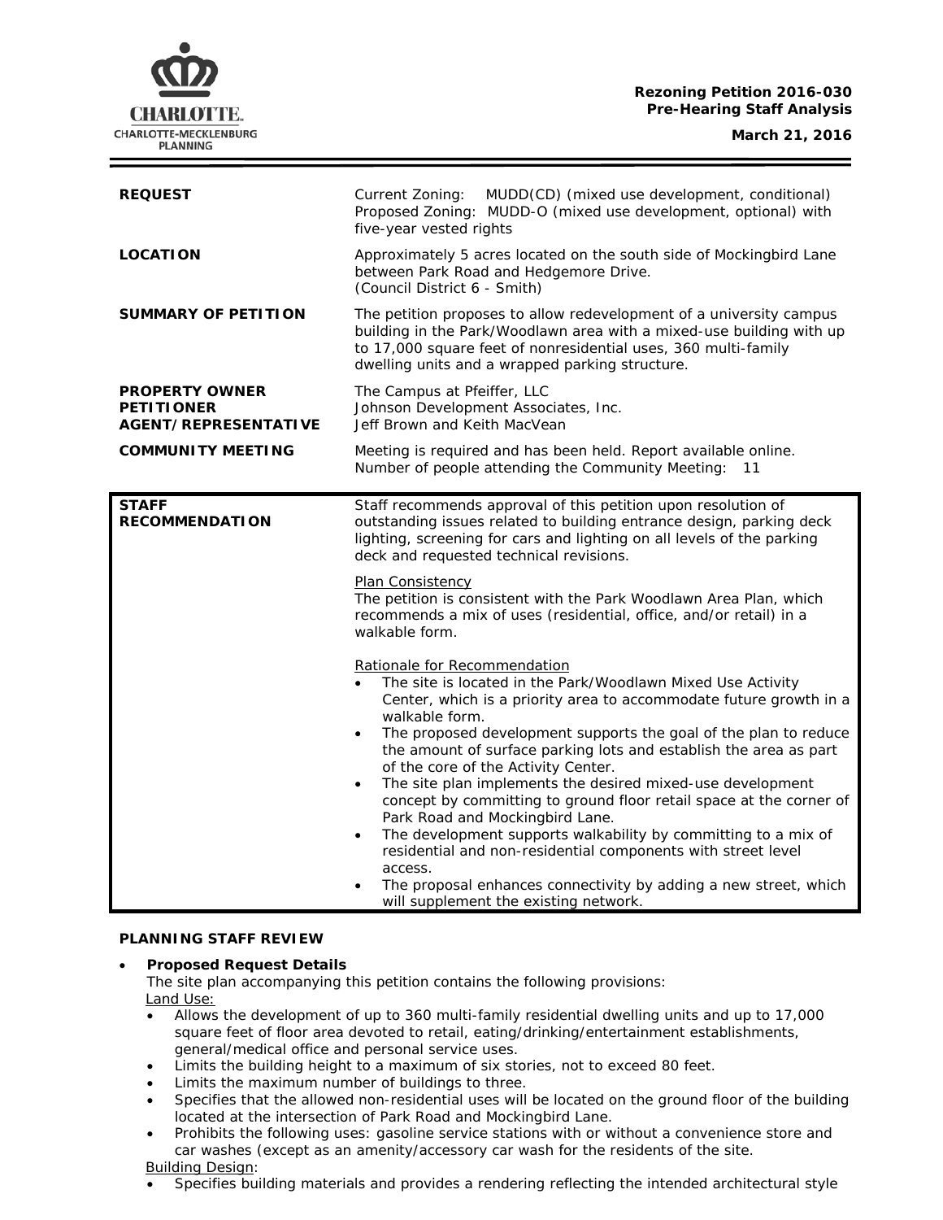**Rezoning Petition 2016-030**
**Pre-Hearing Staff Analysis**
**March 21, 2016**

| | |
|---|---|
| **REQUEST** | Current Zoning: MUDD(CD) (mixed use development, conditional)<br>Proposed Zoning: MUDD-O (mixed use development, optional) with five-year vested rights |
| **LOCATION** | Approximately 5 acres located on the south side of Mockingbird Lane between Park Road and Hedgemore Drive.<br>(Council District 6 - Smith) |
| **SUMMARY OF PETITION** | The petition proposes to allow redevelopment of a university campus building in the Park/Woodlawn area with a mixed-use building with up to 17,000 square feet of nonresidential uses, 360 multi-family dwelling units and a wrapped parking structure. |
| **PROPERTY OWNER**<br>**PETITIONER**<br>**AGENT/REPRESENTATIVE** | The Campus at Pfeiffer, LLC<br>Johnson Development Associates, Inc.<br>Jeff Brown and Keith MacVean |
| **COMMUNITY MEETING** | Meeting is required and has been held. Report available online.<br>Number of people attending the Community Meeting: 11 |

**STAFF RECOMMENDATION**

Staff recommends approval of this petition upon resolution of outstanding issues related to building entrance design, parking deck lighting, screening for cars and lighting on all levels of the parking deck and requested technical revisions.

Plan Consistency

The petition is consistent with the Park Woodlawn Area Plan, which recommends a mix of uses (residential, office, and/or retail) in a walkable form.

Rationale for Recommendation

- The site is located in the Park/Woodlawn Mixed Use Activity Center, which is a priority area to accommodate future growth in a walkable form.
- The proposed development supports the goal of the plan to reduce the amount of surface parking lots and establish the area as part of the core of the Activity Center.
- The site plan implements the desired mixed-use development concept by committing to ground floor retail space at the corner of Park Road and Mockingbird Lane.
- The development supports walkability by committing to a mix of residential and non-residential components with street level access.
- The proposal enhances connectivity by adding a new street, which will supplement the existing network.

## PLANNING STAFF REVIEW

- **Proposed Request Details**

  The site plan accompanying this petition contains the following provisions:

  Land Use:
  - Allows the development of up to 360 multi-family residential dwelling units and up to 17,000 square feet of floor area devoted to retail, eating/drinking/entertainment establishments, general/medical office and personal service uses.
  - Limits the building height to a maximum of six stories, not to exceed 80 feet.
  - Limits the maximum number of buildings to three.
  - Specifies that the allowed non-residential uses will be located on the ground floor of the building located at the intersection of Park Road and Mockingbird Lane.
  - Prohibits the following uses: gasoline service stations with or without a convenience store and car washes (except as an amenity/accessory car wash for the residents of the site.

  Building Design:
  - Specifies building materials and provides a rendering reflecting the intended architectural style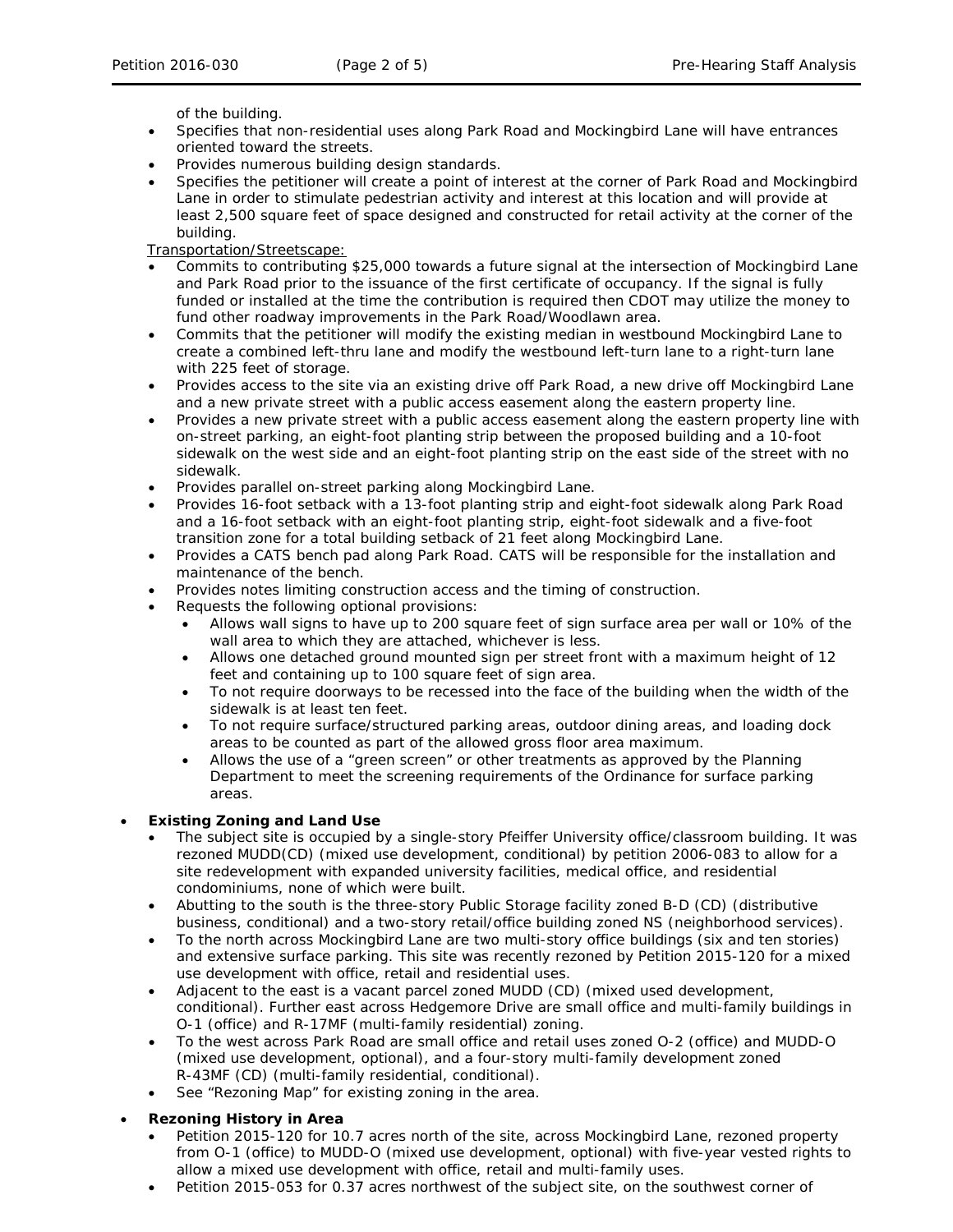of the building.

- Specifies that non-residential uses along Park Road and Mockingbird Lane will have entrances oriented toward the streets.
- Provides numerous building design standards.
- Specifies the petitioner will create a point of interest at the corner of Park Road and Mockingbird Lane in order to stimulate pedestrian activity and interest at this location and will provide at least 2,500 square feet of space designed and constructed for retail activity at the corner of the building.

Transportation/Streetscape:

- Commits to contributing $25,000 towards a future signal at the intersection of Mockingbird Lane and Park Road prior to the issuance of the first certificate of occupancy. If the signal is fully funded or installed at the time the contribution is required then CDOT may utilize the money to fund other roadway improvements in the Park Road/Woodlawn area.
- Commits that the petitioner will modify the existing median in westbound Mockingbird Lane to create a combined left-thru lane and modify the westbound left-turn lane to a right-turn lane with 225 feet of storage.
- Provides access to the site via an existing drive off Park Road, a new drive off Mockingbird Lane and a new private street with a public access easement along the eastern property line.
- Provides a new private street with a public access easement along the eastern property line with on-street parking, an eight-foot planting strip between the proposed building and a 10-foot sidewalk on the west side and an eight-foot planting strip on the east side of the street with no sidewalk.
- Provides parallel on-street parking along Mockingbird Lane.
- Provides 16-foot setback with a 13-foot planting strip and eight-foot sidewalk along Park Road and a 16-foot setback with an eight-foot planting strip, eight-foot sidewalk and a five-foot transition zone for a total building setback of 21 feet along Mockingbird Lane.
- Provides a CATS bench pad along Park Road. CATS will be responsible for the installation and maintenance of the bench.
- Provides notes limiting construction access and the timing of construction.
- Requests the following optional provisions:
  - Allows wall signs to have up to 200 square feet of sign surface area per wall or 10% of the wall area to which they are attached, whichever is less.
  - Allows one detached ground mounted sign per street front with a maximum height of 12 feet and containing up to 100 square feet of sign area.
  - To not require doorways to be recessed into the face of the building when the width of the sidewalk is at least ten feet.
  - To not require surface/structured parking areas, outdoor dining areas, and loading dock areas to be counted as part of the allowed gross floor area maximum.
  - Allows the use of a "green screen" or other treatments as approved by the Planning Department to meet the screening requirements of the Ordinance for surface parking areas.

- **Existing Zoning and Land Use**
  - The subject site is occupied by a single-story Pfeiffer University office/classroom building. It was rezoned MUDD(CD) (mixed use development, conditional) by petition 2006-083 to allow for a site redevelopment with expanded university facilities, medical office, and residential condominiums, none of which were built.
  - Abutting to the south is the three-story Public Storage facility zoned B-D (CD) (distributive business, conditional) and a two-story retail/office building zoned NS (neighborhood services).
  - To the north across Mockingbird Lane are two multi-story office buildings (six and ten stories) and extensive surface parking. This site was recently rezoned by Petition 2015-120 for a mixed use development with office, retail and residential uses.
  - Adjacent to the east is a vacant parcel zoned MUDD (CD) (mixed used development, conditional). Further east across Hedgemore Drive are small office and multi-family buildings in O-1 (office) and R-17MF (multi-family residential) zoning.
  - To the west across Park Road are small office and retail uses zoned O-2 (office) and MUDD-O (mixed use development, optional), and a four-story multi-family development zoned R-43MF (CD) (multi-family residential, conditional).
  - See "Rezoning Map" for existing zoning in the area.

- **Rezoning History in Area**
  - Petition 2015-120 for 10.7 acres north of the site, across Mockingbird Lane, rezoned property from O-1 (office) to MUDD-O (mixed use development, optional) with five-year vested rights to allow a mixed use development with office, retail and multi-family uses.
  - Petition 2015-053 for 0.37 acres northwest of the subject site, on the southwest corner of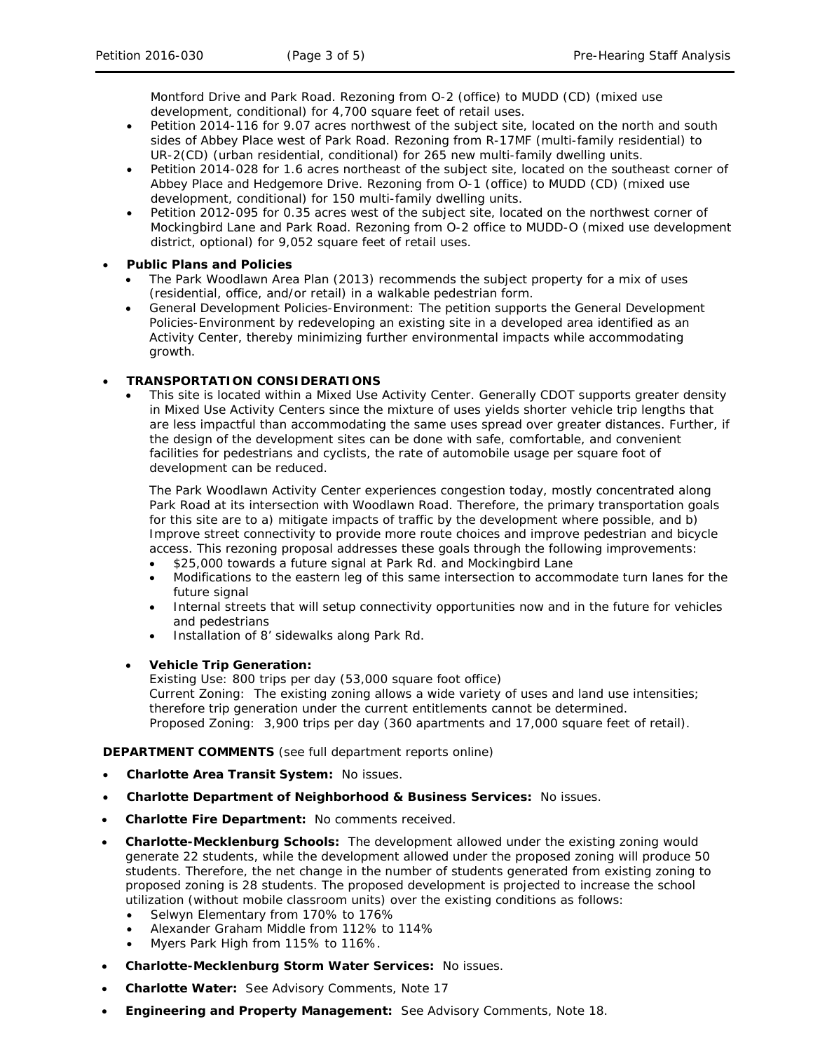Montford Drive and Park Road. Rezoning from O-2 (office) to MUDD (CD) (mixed use development, conditional) for 4,700 square feet of retail uses.
- Petition 2014-116 for 9.07 acres northwest of the subject site, located on the north and south sides of Abbey Place west of Park Road. Rezoning from R-17MF (multi-family residential) to UR-2(CD) (urban residential, conditional) for 265 new multi-family dwelling units.
- Petition 2014-028 for 1.6 acres northeast of the subject site, located on the southeast corner of Abbey Place and Hedgemore Drive. Rezoning from O-1 (office) to MUDD (CD) (mixed use development, conditional) for 150 multi-family dwelling units.
- Petition 2012-095 for 0.35 acres west of the subject site, located on the northwest corner of Mockingbird Lane and Park Road. Rezoning from O-2 office to MUDD-O (mixed use development district, optional) for 9,052 square feet of retail uses.

- **Public Plans and Policies**
  - The Park Woodlawn Area Plan (2013) recommends the subject property for a mix of uses (residential, office, and/or retail) in a walkable pedestrian form.
  - General Development Policies-Environment: The petition supports the General Development Policies-Environment by redeveloping an existing site in a developed area identified as an Activity Center, thereby minimizing further environmental impacts while accommodating growth.

- **TRANSPORTATION CONSIDERATIONS**
  - This site is located within a Mixed Use Activity Center. Generally CDOT supports greater density in Mixed Use Activity Centers since the mixture of uses yields shorter vehicle trip lengths that are less impactful than accommodating the same uses spread over greater distances. Further, if the design of the development sites can be done with safe, comfortable, and convenient facilities for pedestrians and cyclists, the rate of automobile usage per square foot of development can be reduced.

    The Park Woodlawn Activity Center experiences congestion today, mostly concentrated along Park Road at its intersection with Woodlawn Road. Therefore, the primary transportation goals for this site are to a) mitigate impacts of traffic by the development where possible, and b) Improve street connectivity to provide more route choices and improve pedestrian and bicycle access. This rezoning proposal addresses these goals through the following improvements:
    - $25,000 towards a future signal at Park Rd. and Mockingbird Lane
    - Modifications to the eastern leg of this same intersection to accommodate turn lanes for the future signal
    - Internal streets that will setup connectivity opportunities now and in the future for vehicles and pedestrians
    - Installation of 8' sidewalks along Park Rd.

  - **Vehicle Trip Generation:**
    Existing Use: 800 trips per day (53,000 square foot office)
    Current Zoning: The existing zoning allows a wide variety of uses and land use intensities; therefore trip generation under the current entitlements cannot be determined.
    Proposed Zoning: 3,900 trips per day (360 apartments and 17,000 square feet of retail).

**DEPARTMENT COMMENTS** (see full department reports online)

- **Charlotte Area Transit System:** No issues.
- **Charlotte Department of Neighborhood & Business Services:** No issues.
- **Charlotte Fire Department:** No comments received.
- **Charlotte-Mecklenburg Schools:** The development allowed under the existing zoning would generate 22 students, while the development allowed under the proposed zoning will produce 50 students. Therefore, the net change in the number of students generated from existing zoning to proposed zoning is 28 students. The proposed development is projected to increase the school utilization (without mobile classroom units) over the existing conditions as follows:
  - Selwyn Elementary from 170% to 176%
  - Alexander Graham Middle from 112% to 114%
  - Myers Park High from 115% to 116%.
- **Charlotte-Mecklenburg Storm Water Services:** No issues.
- **Charlotte Water:** See Advisory Comments, Note 17
- **Engineering and Property Management:** See Advisory Comments, Note 18.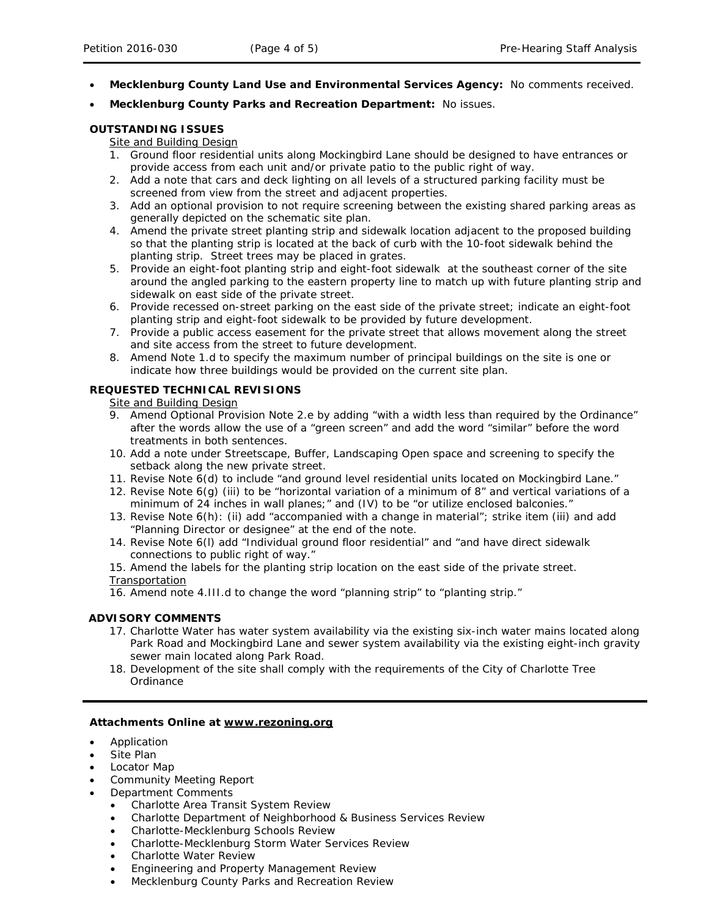- **Mecklenburg County Land Use and Environmental Services Agency:** No comments received.
- **Mecklenburg County Parks and Recreation Department:** No issues.

**OUTSTANDING ISSUES**

Site and Building Design

1. Ground floor residential units along Mockingbird Lane should be designed to have entrances or provide access from each unit and/or private patio to the public right of way.
2. Add a note that cars and deck lighting on all levels of a structured parking facility must be screened from view from the street and adjacent properties.
3. Add an optional provision to not require screening between the existing shared parking areas as generally depicted on the schematic site plan.
4. Amend the private street planting strip and sidewalk location adjacent to the proposed building so that the planting strip is located at the back of curb with the 10-foot sidewalk behind the planting strip. Street trees may be placed in grates.
5. Provide an eight-foot planting strip and eight-foot sidewalk at the southeast corner of the site around the angled parking to the eastern property line to match up with future planting strip and sidewalk on east side of the private street.
6. Provide recessed on-street parking on the east side of the private street; indicate an eight-foot planting strip and eight-foot sidewalk to be provided by future development.
7. Provide a public access easement for the private street that allows movement along the street and site access from the street to future development.
8. Amend Note 1.d to specify the maximum number of principal buildings on the site is one or indicate how three buildings would be provided on the current site plan.

**REQUESTED TECHNICAL REVISIONS**

Site and Building Design

9. Amend Optional Provision Note 2.e by adding "with a width less than required by the Ordinance" after the words allow the use of a "green screen" and add the word "similar" before the word treatments in both sentences.
10. Add a note under Streetscape, Buffer, Landscaping Open space and screening to specify the setback along the new private street.
11. Revise Note 6(d) to include "and ground level residential units located on Mockingbird Lane."
12. Revise Note 6(g) (iii) to be "horizontal variation of a minimum of 8" and vertical variations of a minimum of 24 inches in wall planes;" and (IV) to be "or utilize enclosed balconies."
13. Revise Note 6(h): (ii) add "accompanied with a change in material"; strike item (iii) and add "Planning Director or designee" at the end of the note.
14. Revise Note 6(l) add "Individual ground floor residential" and "and have direct sidewalk connections to public right of way."
15. Amend the labels for the planting strip location on the east side of the private street.

Transportation

16. Amend note 4.III.d to change the word "planning strip" to "planting strip."

**ADVISORY COMMENTS**

17. Charlotte Water has water system availability via the existing six-inch water mains located along Park Road and Mockingbird Lane and sewer system availability via the existing eight-inch gravity sewer main located along Park Road.
18. Development of the site shall comply with the requirements of the City of Charlotte Tree Ordinance

**Attachments Online at www.rezoning.org**

- Application
- Site Plan
- Locator Map
- Community Meeting Report
- Department Comments
  - Charlotte Area Transit System Review
  - Charlotte Department of Neighborhood & Business Services Review
  - Charlotte-Mecklenburg Schools Review
  - Charlotte-Mecklenburg Storm Water Services Review
  - Charlotte Water Review
  - Engineering and Property Management Review
  - Mecklenburg County Parks and Recreation Review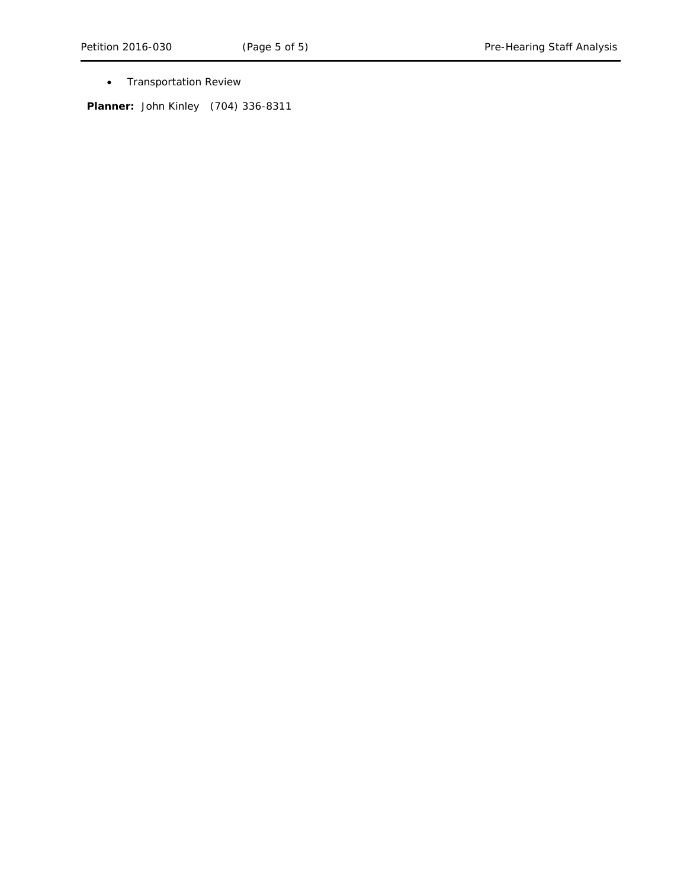- Transportation Review

**Planner:** John Kinley (704) 336-8311